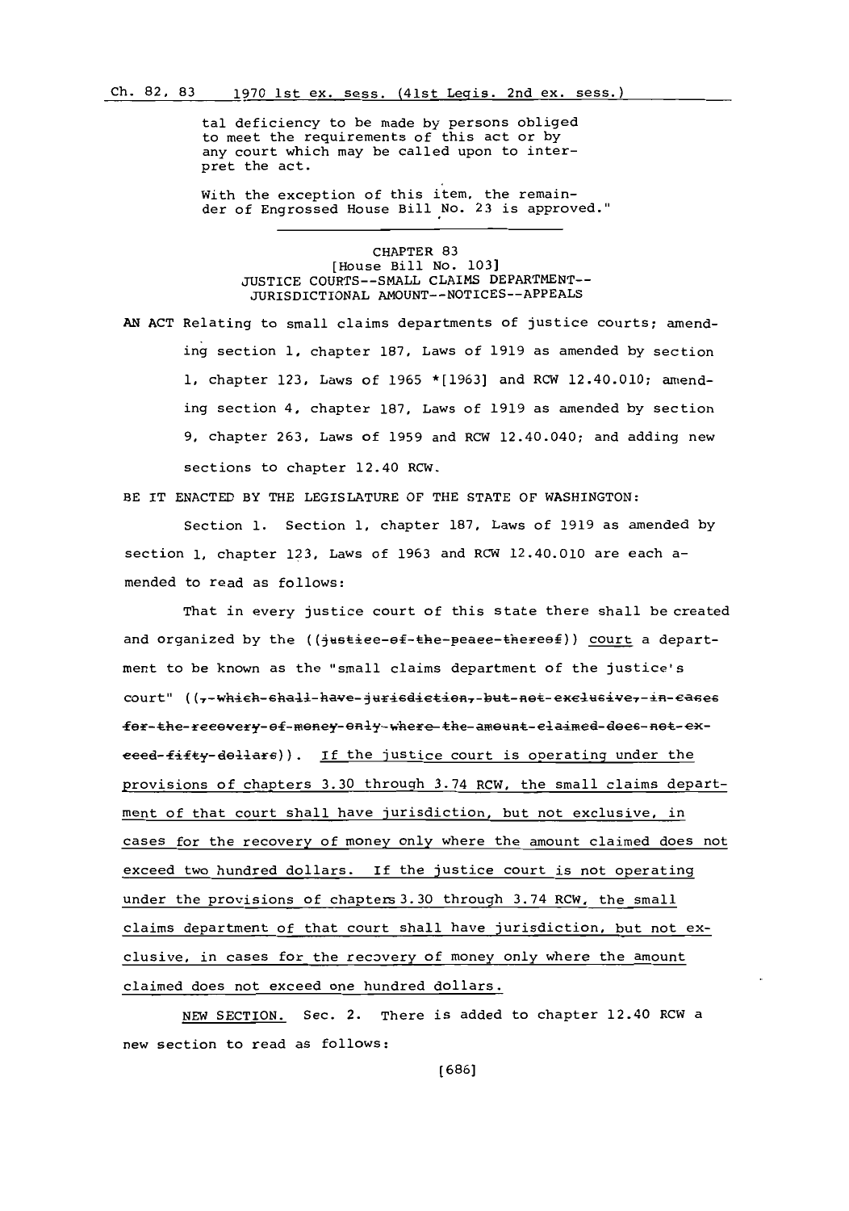tal deficiency to be made by persons obliged to meet the requirements of this act or by any court which may be called upon to interpret the act.

With the exception of this item, the remainder of Engrossed House Bill No. 23 is approved."

---

## CHAPTER 83

### [House Bill No. 103]

### JUSTICE COURTS--SMALL CLAIMS DEPARTMENT--JURISDICTIONAL AMOUNT--NOTICES--APPEALS

AN ACT Relating to small claims departments of justice courts; amending section 1, chapter 187, Laws of 1919 as amended by section 1, chapter 123, Laws of 1965 *[1963] and RCW 12.40.010; amending section 4, chapter 187, Laws of 1919 as amended by section 9, chapter 263, Laws of 1959 and RCW 12.40.040; and adding new sections to chapter 12.40 RCW.

BE IT ENACTED BY THE LEGISLATURE OF THE STATE OF WASHINGTON:

Section 1. Section 1, chapter 187, Laws of 1919 as amended by section 1, chapter 123, Laws of 1963 and RCW 12.40.010 are each amended to read as follows:

That in every justice court of this state there shall be created and organized by the ((~~justice of the peace thereof~~)) court a department to be known as the "small claims department of the justice's court" ((~~, which shall have jurisdiction, but not exclusive, in cases for the recovery of money only where the amount claimed does not exceed fifty dollars~~)). If the justice court is operating under the provisions of chapters 3.30 through 3.74 RCW, the small claims department of that court shall have jurisdiction, but not exclusive, in cases for the recovery of money only where the amount claimed does not exceed two hundred dollars. If the justice court is not operating under the provisions of chapters 3.30 through 3.74 RCW, the small claims department of that court shall have jurisdiction, but not exclusive, in cases for the recovery of money only where the amount claimed does not exceed one hundred dollars.

NEW SECTION. Sec. 2. There is added to chapter 12.40 RCW a new section to read as follows: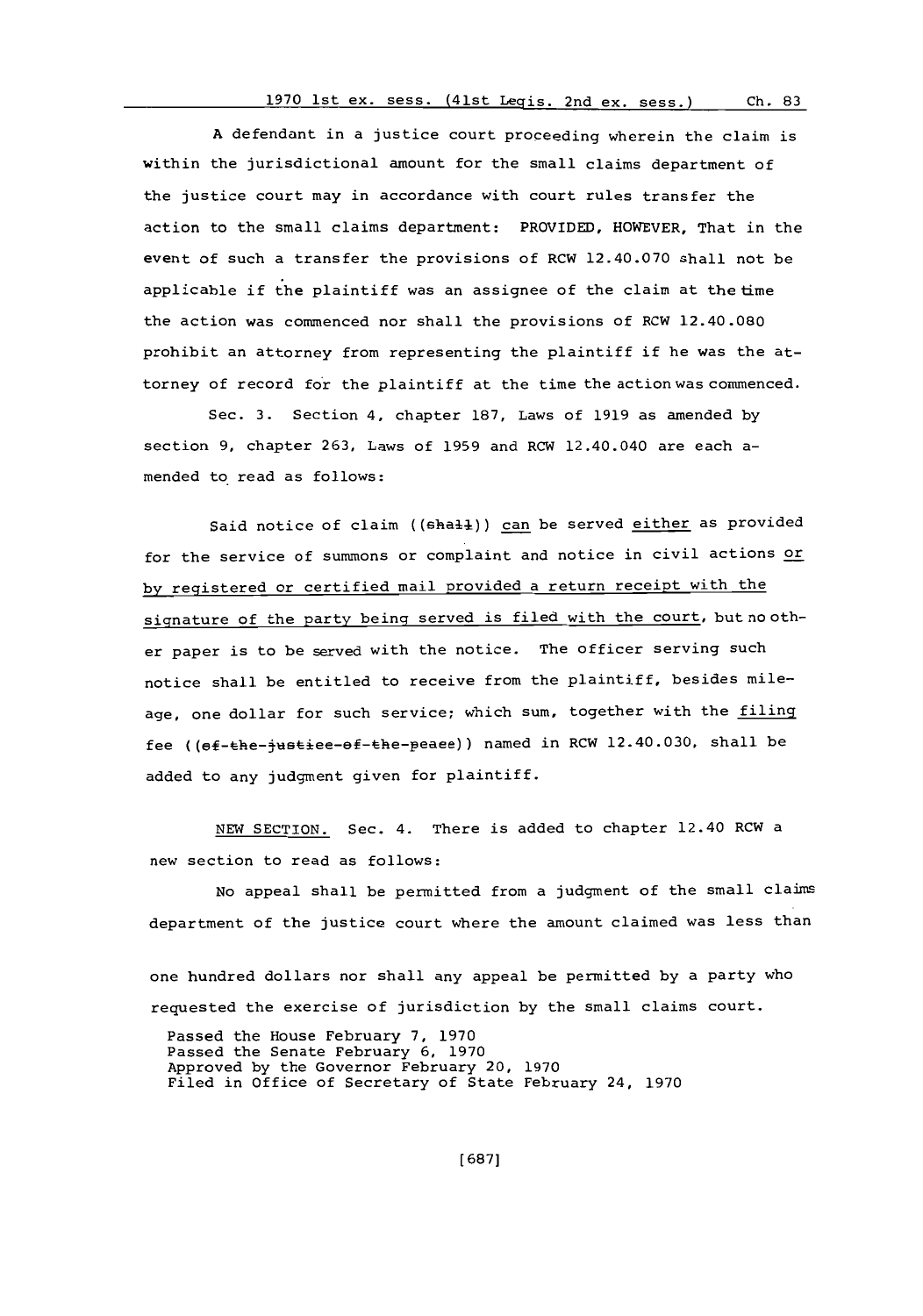A defendant in a justice court proceeding wherein the claim is within the jurisdictional amount for the small claims department of the justice court may in accordance with court rules transfer the action to the small claims department: PROVIDED, HOWEVER, That in the event of such a transfer the provisions of RCW 12.40.070 shall not be applicable if the plaintiff was an assignee of the claim at the time the action was commenced nor shall the provisions of RCW 12.40.080 prohibit an attorney from representing the plaintiff if he was the attorney of record for the plaintiff at the time the action was commenced.

Sec. 3. Section 4, chapter 187, Laws of 1919 as amended by section 9, chapter 263, Laws of 1959 and RCW 12.40.040 are each amended to read as follows:

Said notice of claim ((~~shall~~)) <u>can</u> be served <u>either</u> as provided for the service of summons or complaint and notice in civil actions <u>or by registered or certified mail provided a return receipt with the signature of the party being served is filed with the court</u>, but no other paper is to be served with the notice. The officer serving such notice shall be entitled to receive from the plaintiff, besides mileage, one dollar for such service; which sum, together with the <u>filing</u> fee ((~~of the justice of the peace~~)) named in RCW 12.40.030, shall be added to any judgment given for plaintiff.

<u>NEW SECTION.</u> Sec. 4. There is added to chapter 12.40 RCW a new section to read as follows:

No appeal shall be permitted from a judgment of the small claims department of the justice court where the amount claimed was less than one hundred dollars nor shall any appeal be permitted by a party who requested the exercise of jurisdiction by the small claims court.

Passed the House February 7, 1970
Passed the Senate February 6, 1970
Approved by the Governor February 20, 1970
Filed in Office of Secretary of State February 24, 1970